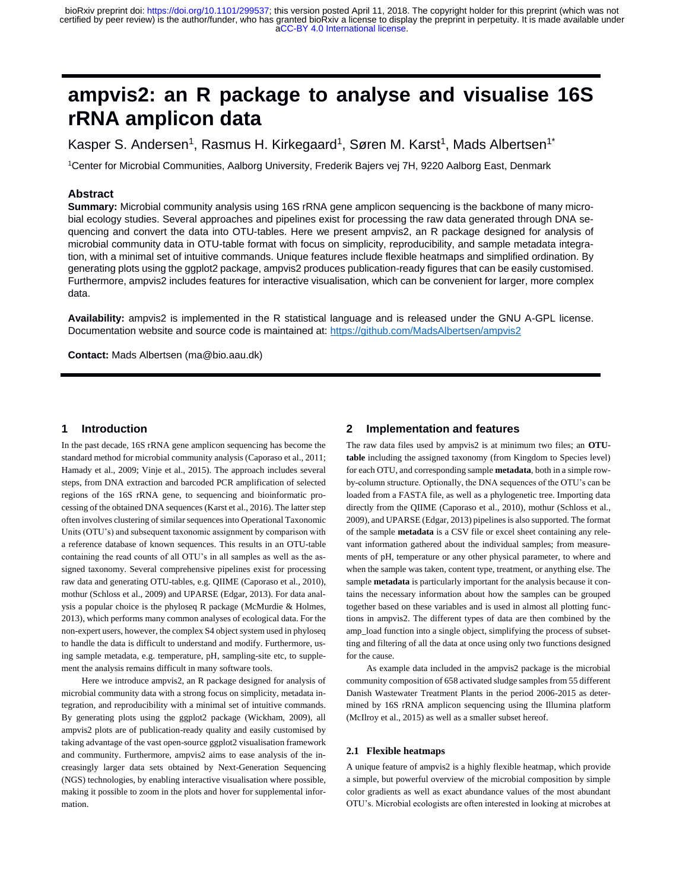# ampvis2: an R package to analyse and visualise 16S rRNA amplicon data

Kasper S. Andersen[1], Rasmus H. Kirkegaard[1], Søren M. Karst[1], Mads Albertsen[1*]

[1]Center for Microbial Communities, Aalborg University, Frederik Bajers vej 7H, 9220 Aalborg East, Denmark

## Abstract

**Summary:** Microbial community analysis using 16S rRNA gene amplicon sequencing is the backbone of many microbial ecology studies. Several approaches and pipelines exist for processing the raw data generated through DNA sequencing and convert the data into OTU-tables. Here we present ampvis2, an R package designed for analysis of microbial community data in OTU-table format with focus on simplicity, reproducibility, and sample metadata integration, with a minimal set of intuitive commands. Unique features include flexible heatmaps and simplified ordination. By generating plots using the ggplot2 package, ampvis2 produces publication-ready figures that can be easily customised. Furthermore, ampvis2 includes features for interactive visualisation, which can be convenient for larger, more complex data.

**Availability:** ampvis2 is implemented in the R statistical language and is released under the GNU A-GPL license. Documentation website and source code is maintained at: https://github.com/MadsAlbertsen/ampvis2

**Contact:** Mads Albertsen (ma@bio.aau.dk)

## 1 Introduction

In the past decade, 16S rRNA gene amplicon sequencing has become the standard method for microbial community analysis (Caporaso et al., 2011; Hamady et al., 2009; Vinje et al., 2015). The approach includes several steps, from DNA extraction and barcoded PCR amplification of selected regions of the 16S rRNA gene, to sequencing and bioinformatic processing of the obtained DNA sequences (Karst et al., 2016). The latter step often involves clustering of similar sequences into Operational Taxonomic Units (OTU's) and subsequent taxonomic assignment by comparison with a reference database of known sequences. This results in an OTU-table containing the read counts of all OTU's in all samples as well as the assigned taxonomy. Several comprehensive pipelines exist for processing raw data and generating OTU-tables, e.g. QIIME (Caporaso et al., 2010), mothur (Schloss et al., 2009) and UPARSE (Edgar, 2013). For data analysis a popular choice is the phyloseq R package (McMurdie & Holmes, 2013), which performs many common analyses of ecological data. For the non-expert users, however, the complex S4 object system used in phyloseq to handle the data is difficult to understand and modify. Furthermore, using sample metadata, e.g. temperature, pH, sampling-site etc, to supplement the analysis remains difficult in many software tools.

Here we introduce ampvis2, an R package designed for analysis of microbial community data with a strong focus on simplicity, metadata integration, and reproducibility with a minimal set of intuitive commands. By generating plots using the ggplot2 package (Wickham, 2009), all ampvis2 plots are of publication-ready quality and easily customised by taking advantage of the vast open-source ggplot2 visualisation framework and community. Furthermore, ampvis2 aims to ease analysis of the increasingly larger data sets obtained by Next-Generation Sequencing (NGS) technologies, by enabling interactive visualisation where possible, making it possible to zoom in the plots and hover for supplemental information.

## 2 Implementation and features

The raw data files used by ampvis2 is at minimum two files; an **OTU-table** including the assigned taxonomy (from Kingdom to Species level) for each OTU, and corresponding sample **metadata**, both in a simple row-by-column structure. Optionally, the DNA sequences of the OTU's can be loaded from a FASTA file, as well as a phylogenetic tree. Importing data directly from the QIIME (Caporaso et al., 2010), mothur (Schloss et al., 2009), and UPARSE (Edgar, 2013) pipelines is also supported. The format of the sample **metadata** is a CSV file or excel sheet containing any relevant information gathered about the individual samples; from measurements of pH, temperature or any other physical parameter, to where and when the sample was taken, content type, treatment, or anything else. The sample **metadata** is particularly important for the analysis because it contains the necessary information about how the samples can be grouped together based on these variables and is used in almost all plotting functions in ampvis2. The different types of data are then combined by the amp_load function into a single object, simplifying the process of subsetting and filtering of all the data at once using only two functions designed for the cause.

As example data included in the ampvis2 package is the microbial community composition of 658 activated sludge samples from 55 different Danish Wastewater Treatment Plants in the period 2006-2015 as determined by 16S rRNA amplicon sequencing using the Illumina platform (McIlroy et al., 2015) as well as a smaller subset hereof.

### 2.1 Flexible heatmaps

A unique feature of ampvis2 is a highly flexible heatmap, which provide a simple, but powerful overview of the microbial composition by simple color gradients as well as exact abundance values of the most abundant OTU's. Microbial ecologists are often interested in looking at microbes at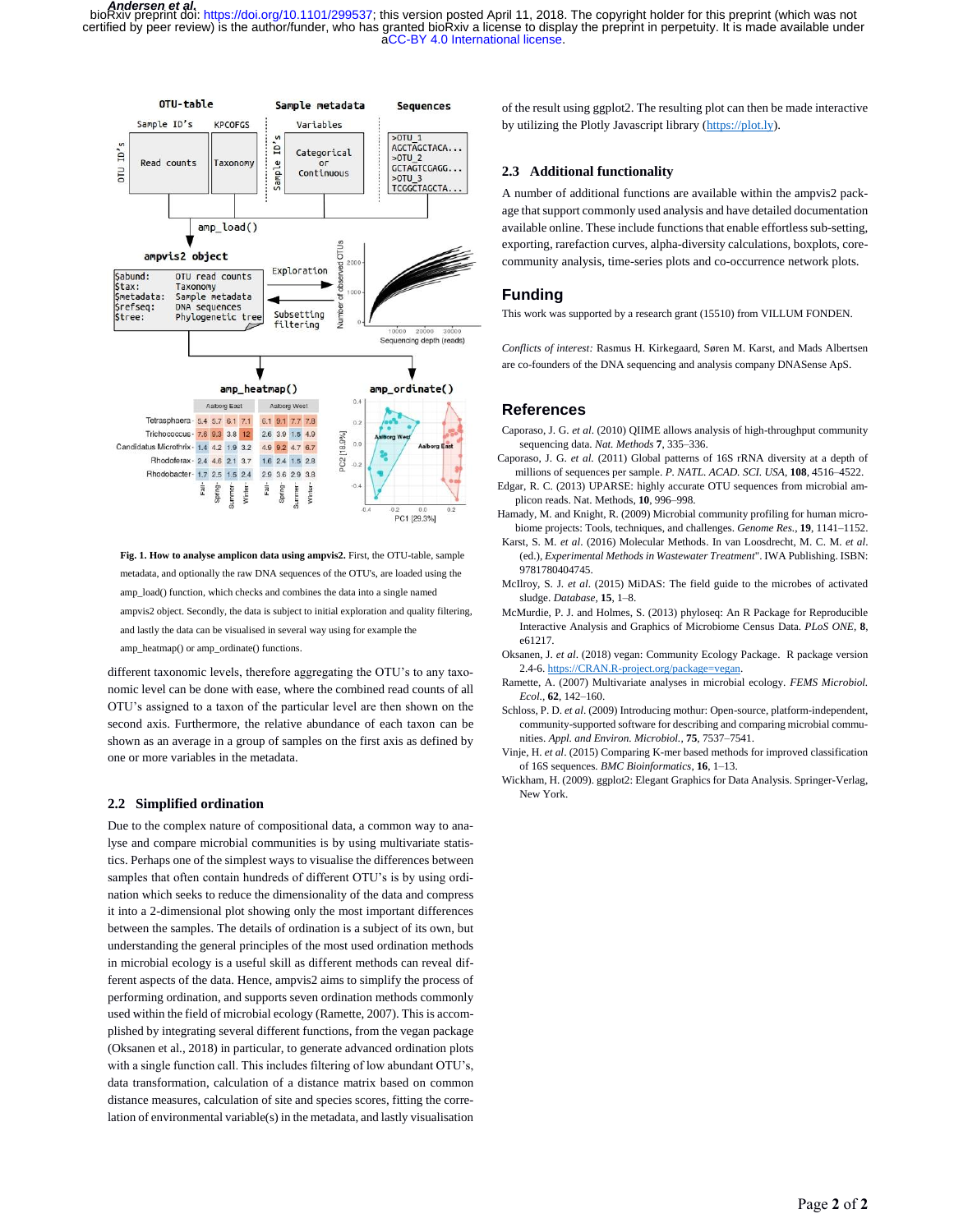OTU-table

Sample ID's

KPCOFGS

OTU ID's

Read counts

Taxonomy

Sample metadata

Variables

Sample ID's

Categorical or Continuous

Sequences

>OTU_1
AGCTAGCTACA...
>OTU_2
GCTAGTCGAGG...
>OTU_3
TCGGCTAGCTA...

amp_load()

ampvis2 object

$abund: OTU read counts
$tax: Taxonomy
$metadata: Sample metadata
$refseq: DNA sequences
$tree: Phylogenetic tree

Exploration

Subsetting filtering

Number of observed OTUs

2000

1000

0

10000 20000 30000

Sequencing depth (reads)

amp_heatmap()

Aalborg East

Aalborg West

Tetrasphaera

Trichococcus

Candidatus Microthrix

Rhodoferax

Rhodobacter

5.4 5.7 6.1 7.1 6.1 9.1 7.7 7.8

7.6 9.3 3.8 12 2.6 3.9 1.5 4.9

1.4 4.2 1.9 3.2 4.9 9.2 4.7 6.7

2.4 4.6 2.1 3.7 1.6 2.4 1.5 2.8

1.7 2.5 1.5 2.4 2.9 3.6 2.9 3.8

Fall Spring Summer Winter Fall Spring Summer Winter

amp_ordinate()

0.4

0.2

0.0

-0.2

-0.4

PC2 [19.9%]

Aalborg West

Aalborg East

-0.4 -0.2 0.0 0.2

PC1 [29.3%]

**Fig. 1. How to analyse amplicon data using ampvis2.** First, the OTU-table, sample metadata, and optionally the raw DNA sequences of the OTU's, are loaded using the amp_load() function, which checks and combines the data into a single named ampvis2 object. Secondly, the data is subject to initial exploration and quality filtering, and lastly the data can be visualised in several way using for example the amp_heatmap() or amp_ordinate() functions.

different taxonomic levels, therefore aggregating the OTU's to any taxonomic level can be done with ease, where the combined read counts of all OTU's assigned to a taxon of the particular level are then shown on the second axis. Furthermore, the relative abundance of each taxon can be shown as an average in a group of samples on the first axis as defined by one or more variables in the metadata.

## 2.2 Simplified ordination

Due to the complex nature of compositional data, a common way to analyse and compare microbial communities is by using multivariate statistics. Perhaps one of the simplest ways to visualise the differences between samples that often contain hundreds of different OTU's is by using ordination which seeks to reduce the dimensionality of the data and compress it into a 2-dimensional plot showing only the most important differences between the samples. The details of ordination is a subject of its own, but understanding the general principles of the most used ordination methods in microbial ecology is a useful skill as different methods can reveal different aspects of the data. Hence, ampvis2 aims to simplify the process of performing ordination, and supports seven ordination methods commonly used within the field of microbial ecology (Ramette, 2007). This is accomplished by integrating several different functions, from the vegan package (Oksanen et al., 2018) in particular, to generate advanced ordination plots with a single function call. This includes filtering of low abundant OTU's, data transformation, calculation of a distance matrix based on common distance measures, calculation of site and species scores, fitting the correlation of environmental variable(s) in the metadata, and lastly visualisation of the result using ggplot2. The resulting plot can then be made interactive by utilizing the Plotly Javascript library (https://plot.ly).

## 2.3 Additional functionality

A number of additional functions are available within the ampvis2 package that support commonly used analysis and have detailed documentation available online. These include functions that enable effortless sub-setting, exporting, rarefaction curves, alpha-diversity calculations, boxplots, core-community analysis, time-series plots and co-occurrence network plots.

# Funding

This work was supported by a research grant (15510) from VILLUM FONDEN.

*Conflicts of interest:* Rasmus H. Kirkegaard, Søren M. Karst, and Mads Albertsen are co-founders of the DNA sequencing and analysis company DNASense ApS.

# References

Caporaso, J. G. *et al.* (2010) QIIME allows analysis of high-throughput community sequencing data. *Nat. Methods* **7**, 335–336.

Caporaso, J. G. *et al.* (2011) Global patterns of 16S rRNA diversity at a depth of millions of sequences per sample. *P. NATL. ACAD. SCI. USA*, **108**, 4516–4522.

Edgar, R. C. (2013) UPARSE: highly accurate OTU sequences from microbial amplicon reads. Nat. Methods, **10**, 996–998.

Hamady, M. and Knight, R. (2009) Microbial community profiling for human microbiome projects: Tools, techniques, and challenges. *Genome Res.*, **19**, 1141–1152.

Karst, S. M. *et al.* (2016) Molecular Methods. In van Loosdrecht, M. C. M. *et al.* (ed.), *Experimental Methods in Wastewater Treatment*". IWA Publishing. ISBN: 9781780404745.

McIlroy, S. J. *et al.* (2015) MiDAS: The field guide to the microbes of activated sludge. *Database*, **15**, 1–8.

McMurdie, P. J. and Holmes, S. (2013) phyloseq: An R Package for Reproducible Interactive Analysis and Graphics of Microbiome Census Data. *PLoS ONE*, **8**, e61217.

Oksanen, J. *et al.* (2018) vegan: Community Ecology Package. R package version 2.4-6. https://CRAN.R-project.org/package=vegan.

Ramette, A. (2007) Multivariate analyses in microbial ecology. *FEMS Microbiol. Ecol.*, **62**, 142–160.

Schloss, P. D. *et al.* (2009) Introducing mothur: Open-source, platform-independent, community-supported software for describing and comparing microbial communities. *Appl. and Environ. Microbiol.*, **75**, 7537–7541.

Vinje, H. *et al.* (2015) Comparing K-mer based methods for improved classification of 16S sequences. *BMC Bioinformatics*, **16**, 1–13.

Wickham, H. (2009). ggplot2: Elegant Graphics for Data Analysis. Springer-Verlag, New York.